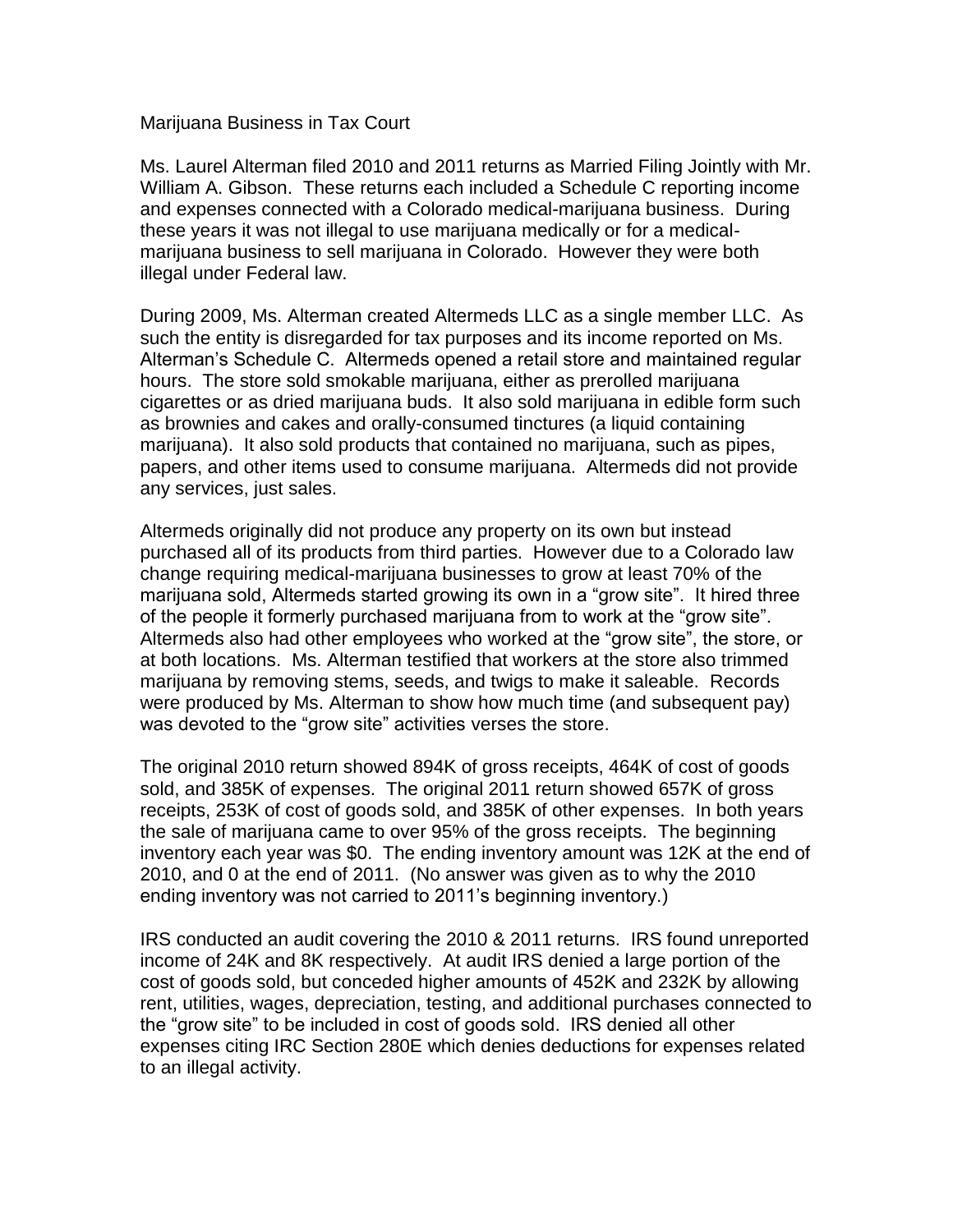# Marijuana Business in Tax Court

Ms. Laurel Alterman filed 2010 and 2011 returns as Married Filing Jointly with Mr. William A. Gibson. These returns each included a Schedule C reporting income and expenses connected with a Colorado medical-marijuana business. During these years it was not illegal to use marijuana medically or for a medical-marijuana business to sell marijuana in Colorado. However they were both illegal under Federal law.

During 2009, Ms. Alterman created Altermeds LLC as a single member LLC. As such the entity is disregarded for tax purposes and its income reported on Ms. Alterman's Schedule C. Altermeds opened a retail store and maintained regular hours. The store sold smokable marijuana, either as prerolled marijuana cigarettes or as dried marijuana buds. It also sold marijuana in edible form such as brownies and cakes and orally-consumed tinctures (a liquid containing marijuana). It also sold products that contained no marijuana, such as pipes, papers, and other items used to consume marijuana. Altermeds did not provide any services, just sales.

Altermeds originally did not produce any property on its own but instead purchased all of its products from third parties. However due to a Colorado law change requiring medical-marijuana businesses to grow at least 70% of the marijuana sold, Altermeds started growing its own in a "grow site". It hired three of the people it formerly purchased marijuana from to work at the "grow site". Altermeds also had other employees who worked at the "grow site", the store, or at both locations. Ms. Alterman testified that workers at the store also trimmed marijuana by removing stems, seeds, and twigs to make it saleable. Records were produced by Ms. Alterman to show how much time (and subsequent pay) was devoted to the "grow site" activities verses the store.

The original 2010 return showed 894K of gross receipts, 464K of cost of goods sold, and 385K of expenses. The original 2011 return showed 657K of gross receipts, 253K of cost of goods sold, and 385K of other expenses. In both years the sale of marijuana came to over 95% of the gross receipts. The beginning inventory each year was $0. The ending inventory amount was 12K at the end of 2010, and 0 at the end of 2011. (No answer was given as to why the 2010 ending inventory was not carried to 2011's beginning inventory.)

IRS conducted an audit covering the 2010 & 2011 returns. IRS found unreported income of 24K and 8K respectively. At audit IRS denied a large portion of the cost of goods sold, but conceded higher amounts of 452K and 232K by allowing rent, utilities, wages, depreciation, testing, and additional purchases connected to the "grow site" to be included in cost of goods sold. IRS denied all other expenses citing IRC Section 280E which denies deductions for expenses related to an illegal activity.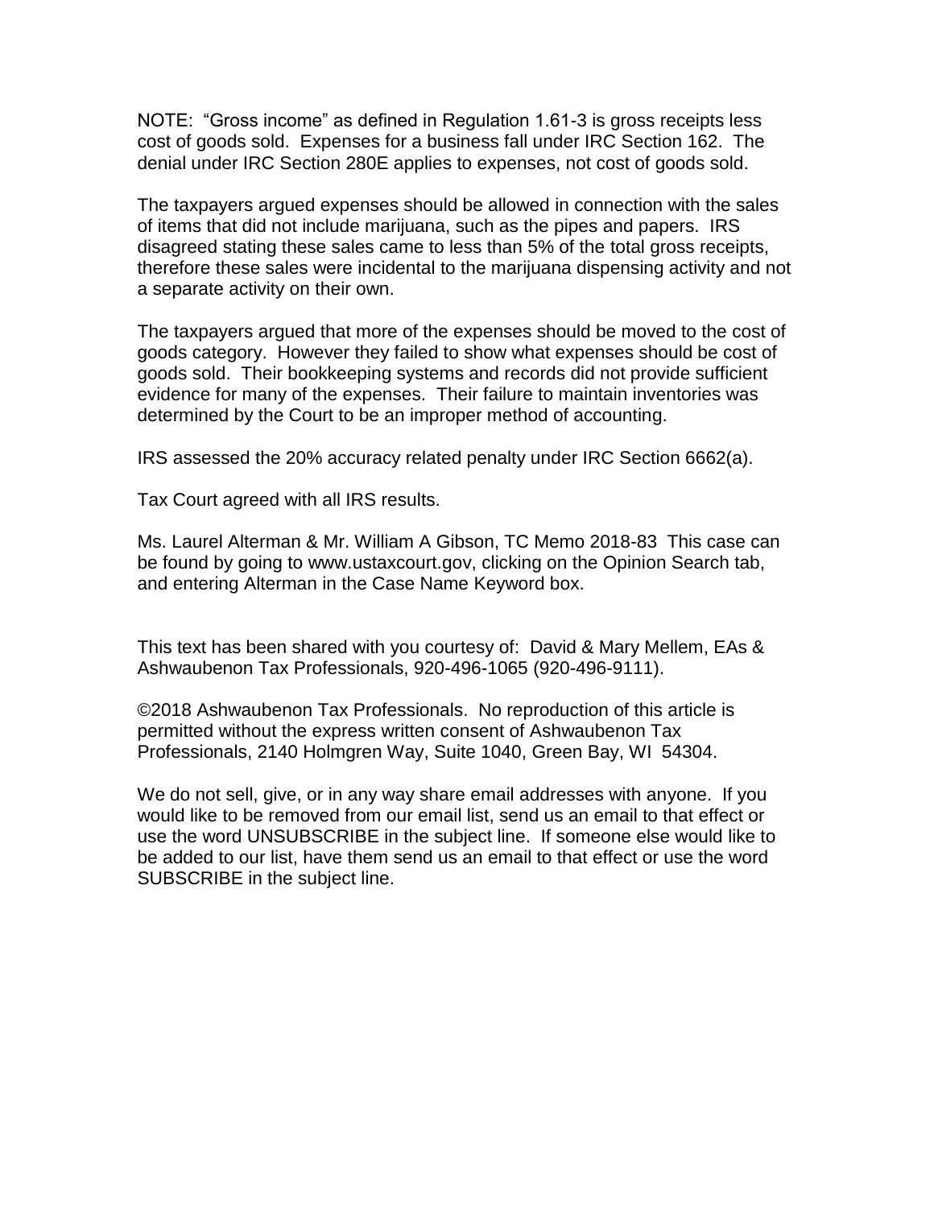NOTE: "Gross income" as defined in Regulation 1.61-3 is gross receipts less cost of goods sold. Expenses for a business fall under IRC Section 162. The denial under IRC Section 280E applies to expenses, not cost of goods sold.

The taxpayers argued expenses should be allowed in connection with the sales of items that did not include marijuana, such as the pipes and papers. IRS disagreed stating these sales came to less than 5% of the total gross receipts, therefore these sales were incidental to the marijuana dispensing activity and not a separate activity on their own.

The taxpayers argued that more of the expenses should be moved to the cost of goods category. However they failed to show what expenses should be cost of goods sold. Their bookkeeping systems and records did not provide sufficient evidence for many of the expenses. Their failure to maintain inventories was determined by the Court to be an improper method of accounting.

IRS assessed the 20% accuracy related penalty under IRC Section 6662(a).

Tax Court agreed with all IRS results.

Ms. Laurel Alterman & Mr. William A Gibson, TC Memo 2018-83 This case can be found by going to www.ustaxcourt.gov, clicking on the Opinion Search tab, and entering Alterman in the Case Name Keyword box.

This text has been shared with you courtesy of: David & Mary Mellem, EAs & Ashwaubenon Tax Professionals, 920-496-1065 (920-496-9111).

©2018 Ashwaubenon Tax Professionals. No reproduction of this article is permitted without the express written consent of Ashwaubenon Tax Professionals, 2140 Holmgren Way, Suite 1040, Green Bay, WI 54304.

We do not sell, give, or in any way share email addresses with anyone. If you would like to be removed from our email list, send us an email to that effect or use the word UNSUBSCRIBE in the subject line. If someone else would like to be added to our list, have them send us an email to that effect or use the word SUBSCRIBE in the subject line.